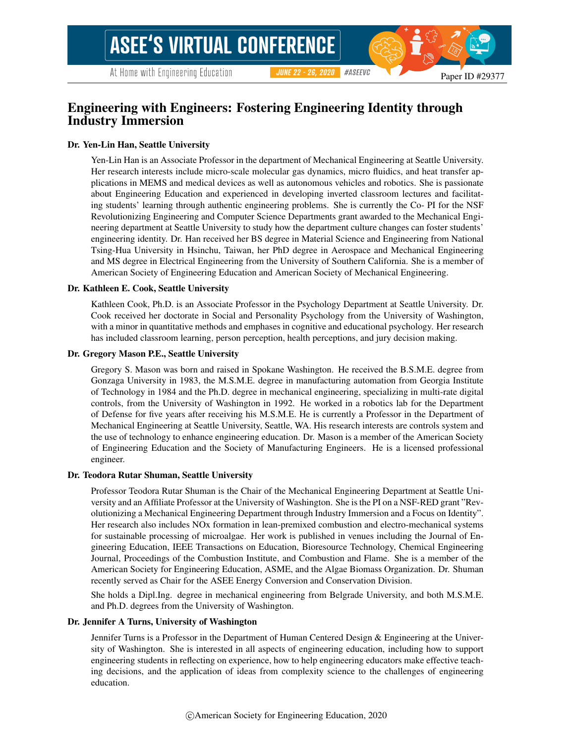# Engineering with Engineers: Fostering Engineering Identity through Industry Immersion

**Dr. Yen-Lin Han, Seattle University**

Yen-Lin Han is an Associate Professor in the department of Mechanical Engineering at Seattle University. Her research interests include micro-scale molecular gas dynamics, micro fluidics, and heat transfer applications in MEMS and medical devices as well as autonomous vehicles and robotics. She is passionate about Engineering Education and experienced in developing inverted classroom lectures and facilitating students' learning through authentic engineering problems. She is currently the Co- PI for the NSF Revolutionizing Engineering and Computer Science Departments grant awarded to the Mechanical Engineering department at Seattle University to study how the department culture changes can foster students' engineering identity. Dr. Han received her BS degree in Material Science and Engineering from National Tsing-Hua University in Hsinchu, Taiwan, her PhD degree in Aerospace and Mechanical Engineering and MS degree in Electrical Engineering from the University of Southern California. She is a member of American Society of Engineering Education and American Society of Mechanical Engineering.

**Dr. Kathleen E. Cook, Seattle University**

Kathleen Cook, Ph.D. is an Associate Professor in the Psychology Department at Seattle University. Dr. Cook received her doctorate in Social and Personality Psychology from the University of Washington, with a minor in quantitative methods and emphases in cognitive and educational psychology. Her research has included classroom learning, person perception, health perceptions, and jury decision making.

**Dr. Gregory Mason P.E., Seattle University**

Gregory S. Mason was born and raised in Spokane Washington. He received the B.S.M.E. degree from Gonzaga University in 1983, the M.S.M.E. degree in manufacturing automation from Georgia Institute of Technology in 1984 and the Ph.D. degree in mechanical engineering, specializing in multi-rate digital controls, from the University of Washington in 1992. He worked in a robotics lab for the Department of Defense for five years after receiving his M.S.M.E. He is currently a Professor in the Department of Mechanical Engineering at Seattle University, Seattle, WA. His research interests are controls system and the use of technology to enhance engineering education. Dr. Mason is a member of the American Society of Engineering Education and the Society of Manufacturing Engineers. He is a licensed professional engineer.

**Dr. Teodora Rutar Shuman, Seattle University**

Professor Teodora Rutar Shuman is the Chair of the Mechanical Engineering Department at Seattle University and an Affiliate Professor at the University of Washington. She is the PI on a NSF-RED grant "Revolutionizing a Mechanical Engineering Department through Industry Immersion and a Focus on Identity". Her research also includes NOx formation in lean-premixed combustion and electro-mechanical systems for sustainable processing of microalgae. Her work is published in venues including the Journal of Engineering Education, IEEE Transactions on Education, Bioresource Technology, Chemical Engineering Journal, Proceedings of the Combustion Institute, and Combustion and Flame. She is a member of the American Society for Engineering Education, ASME, and the Algae Biomass Organization. Dr. Shuman recently served as Chair for the ASEE Energy Conversion and Conservation Division.

She holds a Dipl.Ing. degree in mechanical engineering from Belgrade University, and both M.S.M.E. and Ph.D. degrees from the University of Washington.

**Dr. Jennifer A Turns, University of Washington**

Jennifer Turns is a Professor in the Department of Human Centered Design & Engineering at the University of Washington. She is interested in all aspects of engineering education, including how to support engineering students in reflecting on experience, how to help engineering educators make effective teaching decisions, and the application of ideas from complexity science to the challenges of engineering education.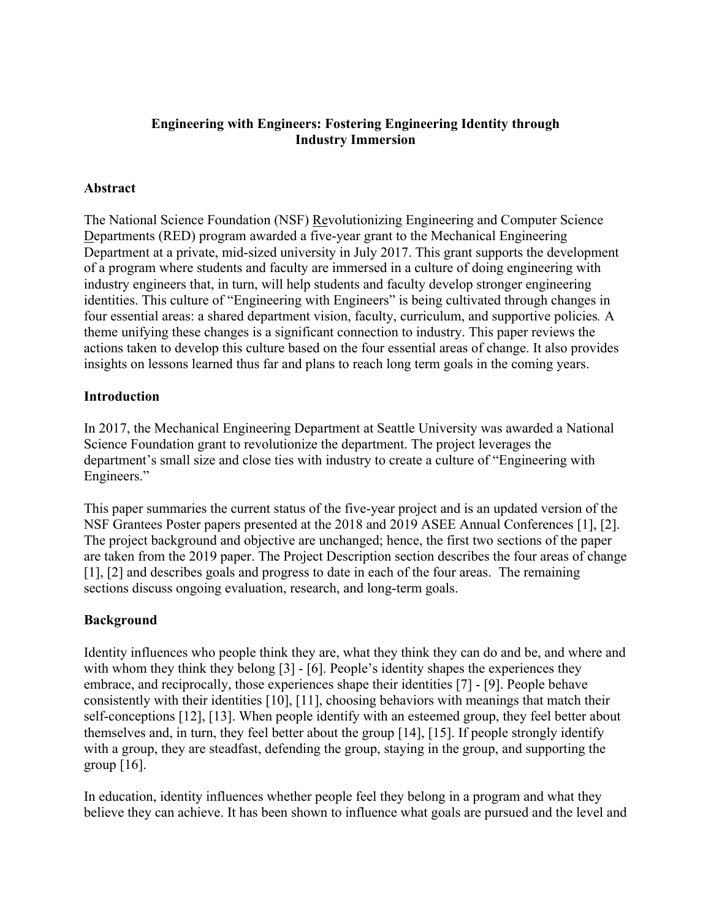# Engineering with Engineers: Fostering Engineering Identity through Industry Immersion

## Abstract

The National Science Foundation (NSF) Revolutionizing Engineering and Computer Science Departments (RED) program awarded a five-year grant to the Mechanical Engineering Department at a private, mid-sized university in July 2017. This grant supports the development of a program where students and faculty are immersed in a culture of doing engineering with industry engineers that, in turn, will help students and faculty develop stronger engineering identities. This culture of "Engineering with Engineers" is being cultivated through changes in four essential areas: a shared department vision, faculty, curriculum, and supportive policies. A theme unifying these changes is a significant connection to industry. This paper reviews the actions taken to develop this culture based on the four essential areas of change. It also provides insights on lessons learned thus far and plans to reach long term goals in the coming years.

## Introduction

In 2017, the Mechanical Engineering Department at Seattle University was awarded a National Science Foundation grant to revolutionize the department. The project leverages the department's small size and close ties with industry to create a culture of "Engineering with Engineers."

This paper summaries the current status of the five-year project and is an updated version of the NSF Grantees Poster papers presented at the 2018 and 2019 ASEE Annual Conferences [1], [2]. The project background and objective are unchanged; hence, the first two sections of the paper are taken from the 2019 paper. The Project Description section describes the four areas of change [1], [2] and describes goals and progress to date in each of the four areas. The remaining sections discuss ongoing evaluation, research, and long-term goals.

## Background

Identity influences who people think they are, what they think they can do and be, and where and with whom they think they belong [3] - [6]. People's identity shapes the experiences they embrace, and reciprocally, those experiences shape their identities [7] - [9]. People behave consistently with their identities [10], [11], choosing behaviors with meanings that match their self-conceptions [12], [13]. When people identify with an esteemed group, they feel better about themselves and, in turn, they feel better about the group [14], [15]. If people strongly identify with a group, they are steadfast, defending the group, staying in the group, and supporting the group [16].

In education, identity influences whether people feel they belong in a program and what they believe they can achieve. It has been shown to influence what goals are pursued and the level and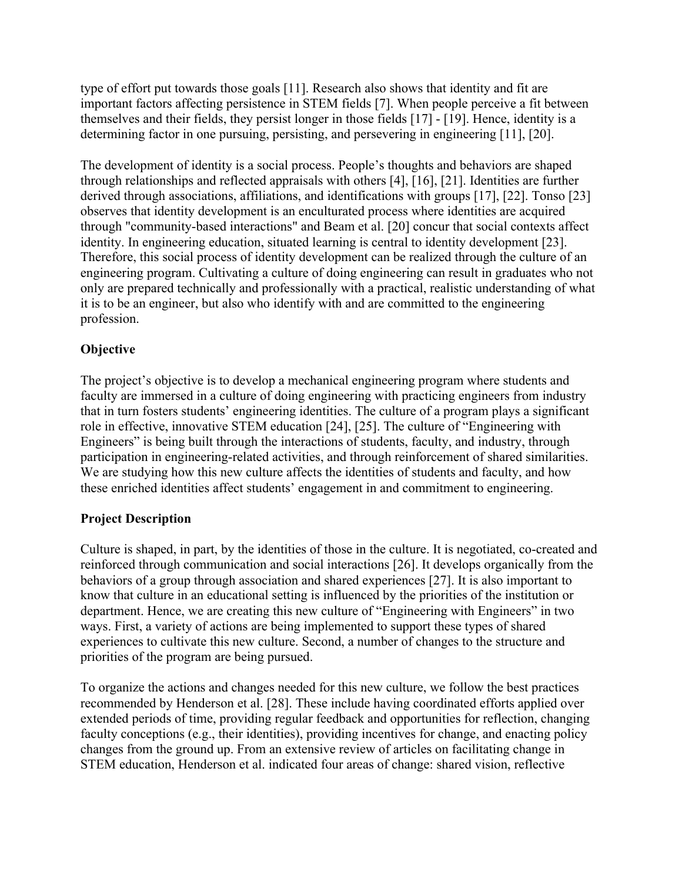type of effort put towards those goals [11]. Research also shows that identity and fit are important factors affecting persistence in STEM fields [7]. When people perceive a fit between themselves and their fields, they persist longer in those fields [17] - [19]. Hence, identity is a determining factor in one pursuing, persisting, and persevering in engineering [11], [20].

The development of identity is a social process. People's thoughts and behaviors are shaped through relationships and reflected appraisals with others [4], [16], [21]. Identities are further derived through associations, affiliations, and identifications with groups [17], [22]. Tonso [23] observes that identity development is an enculturated process where identities are acquired through "community-based interactions" and Beam et al. [20] concur that social contexts affect identity. In engineering education, situated learning is central to identity development [23]. Therefore, this social process of identity development can be realized through the culture of an engineering program. Cultivating a culture of doing engineering can result in graduates who not only are prepared technically and professionally with a practical, realistic understanding of what it is to be an engineer, but also who identify with and are committed to the engineering profession.

## Objective

The project's objective is to develop a mechanical engineering program where students and faculty are immersed in a culture of doing engineering with practicing engineers from industry that in turn fosters students' engineering identities. The culture of a program plays a significant role in effective, innovative STEM education [24], [25]. The culture of "Engineering with Engineers" is being built through the interactions of students, faculty, and industry, through participation in engineering-related activities, and through reinforcement of shared similarities. We are studying how this new culture affects the identities of students and faculty, and how these enriched identities affect students' engagement in and commitment to engineering.

## Project Description

Culture is shaped, in part, by the identities of those in the culture. It is negotiated, co-created and reinforced through communication and social interactions [26]. It develops organically from the behaviors of a group through association and shared experiences [27]. It is also important to know that culture in an educational setting is influenced by the priorities of the institution or department. Hence, we are creating this new culture of "Engineering with Engineers" in two ways. First, a variety of actions are being implemented to support these types of shared experiences to cultivate this new culture. Second, a number of changes to the structure and priorities of the program are being pursued.

To organize the actions and changes needed for this new culture, we follow the best practices recommended by Henderson et al. [28]. These include having coordinated efforts applied over extended periods of time, providing regular feedback and opportunities for reflection, changing faculty conceptions (e.g., their identities), providing incentives for change, and enacting policy changes from the ground up. From an extensive review of articles on facilitating change in STEM education, Henderson et al. indicated four areas of change: shared vision, reflective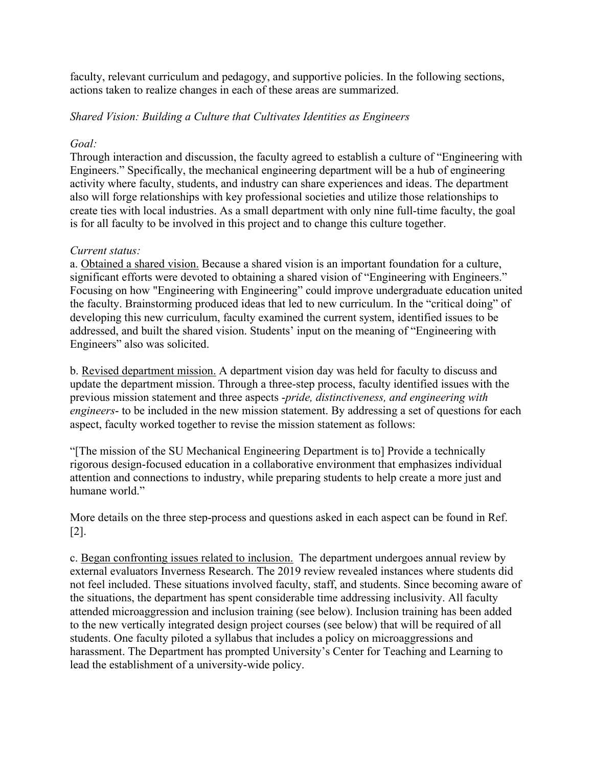faculty, relevant curriculum and pedagogy, and supportive policies. In the following sections, actions taken to realize changes in each of these areas are summarized.

*Shared Vision: Building a Culture that Cultivates Identities as Engineers*

*Goal:*
Through interaction and discussion, the faculty agreed to establish a culture of "Engineering with Engineers." Specifically, the mechanical engineering department will be a hub of engineering activity where faculty, students, and industry can share experiences and ideas. The department also will forge relationships with key professional societies and utilize those relationships to create ties with local industries. As a small department with only nine full-time faculty, the goal is for all faculty to be involved in this project and to change this culture together.

*Current status:*
a. <u>Obtained a shared vision.</u> Because a shared vision is an important foundation for a culture, significant efforts were devoted to obtaining a shared vision of "Engineering with Engineers." Focusing on how "Engineering with Engineering" could improve undergraduate education united the faculty. Brainstorming produced ideas that led to new curriculum. In the "critical doing" of developing this new curriculum, faculty examined the current system, identified issues to be addressed, and built the shared vision. Students' input on the meaning of "Engineering with Engineers" also was solicited.

b. <u>Revised department mission.</u> A department vision day was held for faculty to discuss and update the department mission. Through a three-step process, faculty identified issues with the previous mission statement and three aspects -*pride, distinctiveness, and engineering with engineers*- to be included in the new mission statement. By addressing a set of questions for each aspect, faculty worked together to revise the mission statement as follows:

"[The mission of the SU Mechanical Engineering Department is to] Provide a technically rigorous design-focused education in a collaborative environment that emphasizes individual attention and connections to industry, while preparing students to help create a more just and humane world."

More details on the three step-process and questions asked in each aspect can be found in Ref. [2].

c. <u>Began confronting issues related to inclusion.</u> The department undergoes annual review by external evaluators Inverness Research. The 2019 review revealed instances where students did not feel included. These situations involved faculty, staff, and students. Since becoming aware of the situations, the department has spent considerable time addressing inclusivity. All faculty attended microaggression and inclusion training (see below). Inclusion training has been added to the new vertically integrated design project courses (see below) that will be required of all students. One faculty piloted a syllabus that includes a policy on microaggressions and harassment. The Department has prompted University's Center for Teaching and Learning to lead the establishment of a university-wide policy.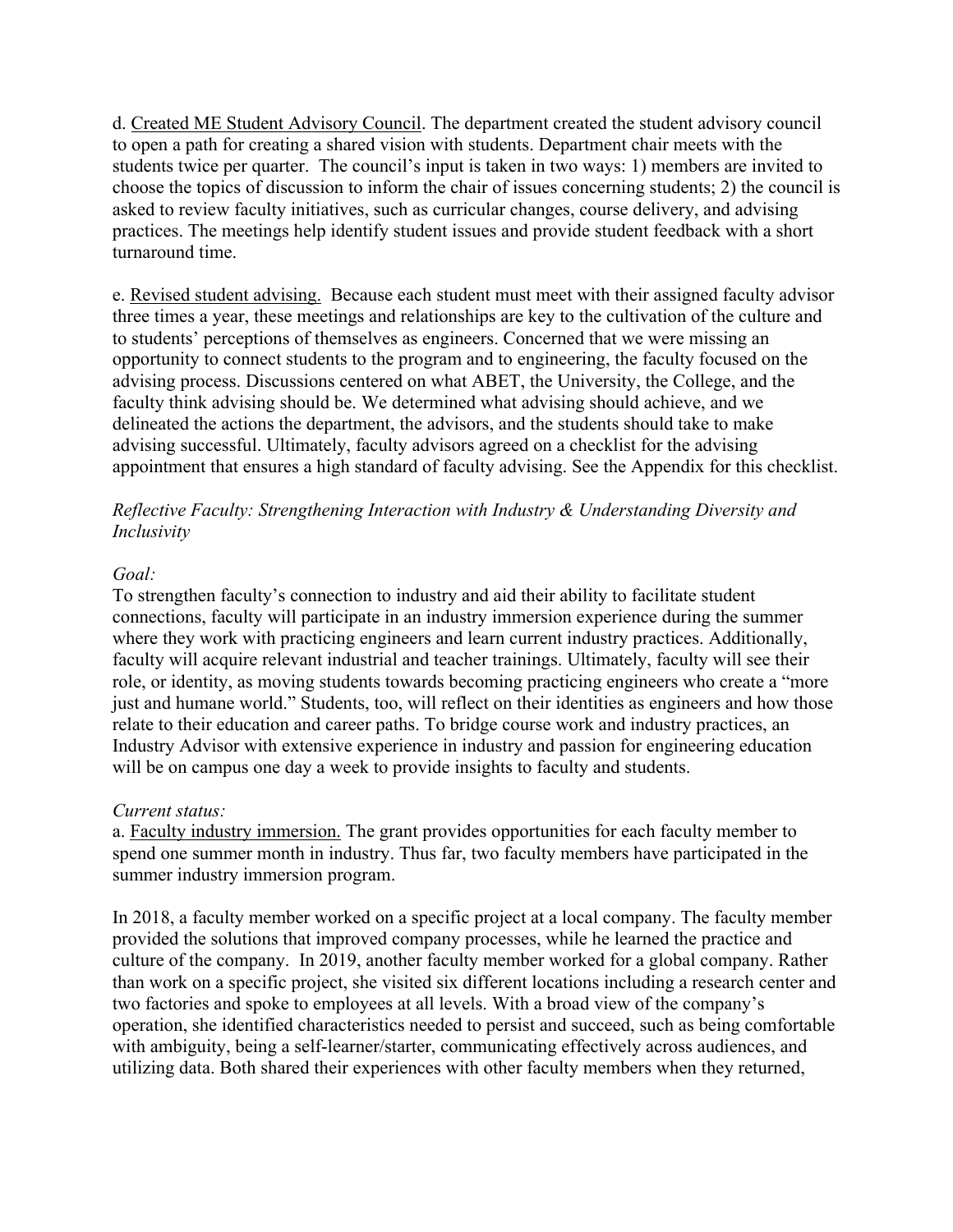d. <u>Created ME Student Advisory Council</u>. The department created the student advisory council to open a path for creating a shared vision with students. Department chair meets with the students twice per quarter. The council's input is taken in two ways: 1) members are invited to choose the topics of discussion to inform the chair of issues concerning students; 2) the council is asked to review faculty initiatives, such as curricular changes, course delivery, and advising practices. The meetings help identify student issues and provide student feedback with a short turnaround time.

e. <u>Revised student advising.</u> Because each student must meet with their assigned faculty advisor three times a year, these meetings and relationships are key to the cultivation of the culture and to students' perceptions of themselves as engineers. Concerned that we were missing an opportunity to connect students to the program and to engineering, the faculty focused on the advising process. Discussions centered on what ABET, the University, the College, and the faculty think advising should be. We determined what advising should achieve, and we delineated the actions the department, the advisors, and the students should take to make advising successful. Ultimately, faculty advisors agreed on a checklist for the advising appointment that ensures a high standard of faculty advising. See the Appendix for this checklist.

*Reflective Faculty: Strengthening Interaction with Industry & Understanding Diversity and Inclusivity*

*Goal:*

To strengthen faculty's connection to industry and aid their ability to facilitate student connections, faculty will participate in an industry immersion experience during the summer where they work with practicing engineers and learn current industry practices. Additionally, faculty will acquire relevant industrial and teacher trainings. Ultimately, faculty will see their role, or identity, as moving students towards becoming practicing engineers who create a "more just and humane world." Students, too, will reflect on their identities as engineers and how those relate to their education and career paths. To bridge course work and industry practices, an Industry Advisor with extensive experience in industry and passion for engineering education will be on campus one day a week to provide insights to faculty and students.

*Current status:*

a. <u>Faculty industry immersion.</u> The grant provides opportunities for each faculty member to spend one summer month in industry. Thus far, two faculty members have participated in the summer industry immersion program.

In 2018, a faculty member worked on a specific project at a local company. The faculty member provided the solutions that improved company processes, while he learned the practice and culture of the company. In 2019, another faculty member worked for a global company. Rather than work on a specific project, she visited six different locations including a research center and two factories and spoke to employees at all levels. With a broad view of the company's operation, she identified characteristics needed to persist and succeed, such as being comfortable with ambiguity, being a self-learner/starter, communicating effectively across audiences, and utilizing data. Both shared their experiences with other faculty members when they returned,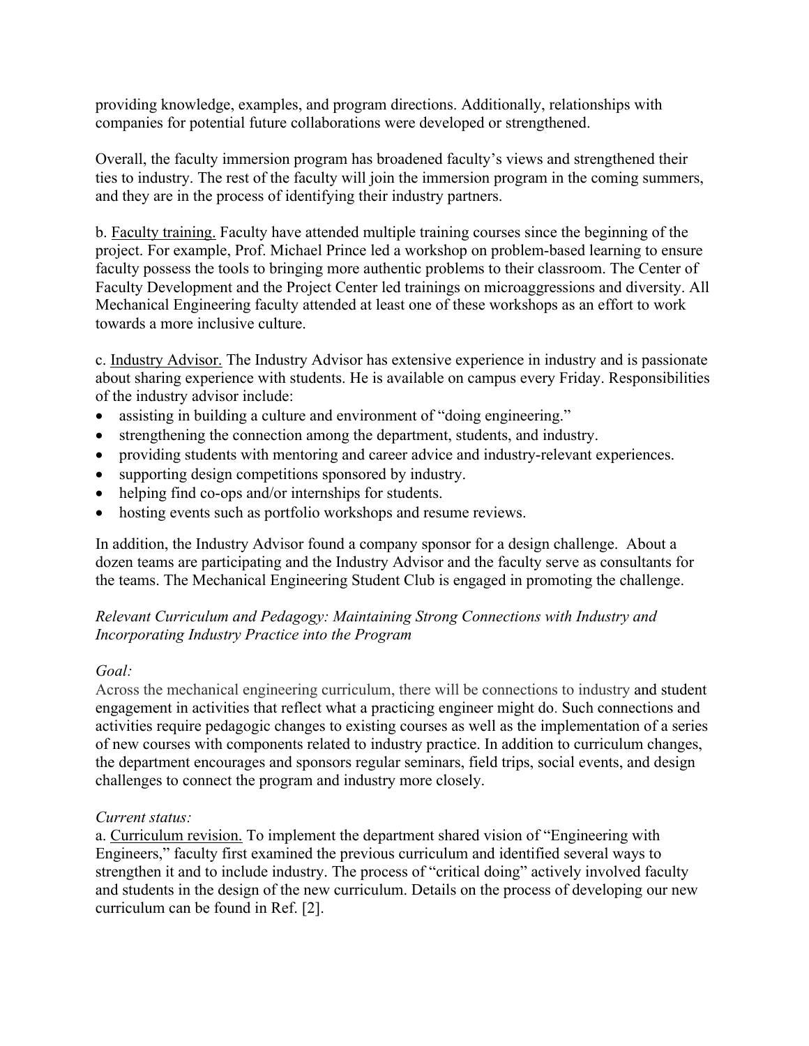providing knowledge, examples, and program directions. Additionally, relationships with companies for potential future collaborations were developed or strengthened.

Overall, the faculty immersion program has broadened faculty's views and strengthened their ties to industry. The rest of the faculty will join the immersion program in the coming summers, and they are in the process of identifying their industry partners.

b. Faculty training. Faculty have attended multiple training courses since the beginning of the project. For example, Prof. Michael Prince led a workshop on problem-based learning to ensure faculty possess the tools to bringing more authentic problems to their classroom. The Center of Faculty Development and the Project Center led trainings on microaggressions and diversity. All Mechanical Engineering faculty attended at least one of these workshops as an effort to work towards a more inclusive culture.

c. Industry Advisor. The Industry Advisor has extensive experience in industry and is passionate about sharing experience with students. He is available on campus every Friday. Responsibilities of the industry advisor include:

- assisting in building a culture and environment of "doing engineering."
- strengthening the connection among the department, students, and industry.
- providing students with mentoring and career advice and industry-relevant experiences.
- supporting design competitions sponsored by industry.
- helping find co-ops and/or internships for students.
- hosting events such as portfolio workshops and resume reviews.

In addition, the Industry Advisor found a company sponsor for a design challenge. About a dozen teams are participating and the Industry Advisor and the faculty serve as consultants for the teams. The Mechanical Engineering Student Club is engaged in promoting the challenge.

*Relevant Curriculum and Pedagogy: Maintaining Strong Connections with Industry and Incorporating Industry Practice into the Program*

*Goal:*

Across the mechanical engineering curriculum, there will be connections to industry and student engagement in activities that reflect what a practicing engineer might do. Such connections and activities require pedagogic changes to existing courses as well as the implementation of a series of new courses with components related to industry practice. In addition to curriculum changes, the department encourages and sponsors regular seminars, field trips, social events, and design challenges to connect the program and industry more closely.

*Current status:*

a. Curriculum revision. To implement the department shared vision of "Engineering with Engineers," faculty first examined the previous curriculum and identified several ways to strengthen it and to include industry. The process of "critical doing" actively involved faculty and students in the design of the new curriculum. Details on the process of developing our new curriculum can be found in Ref. [2].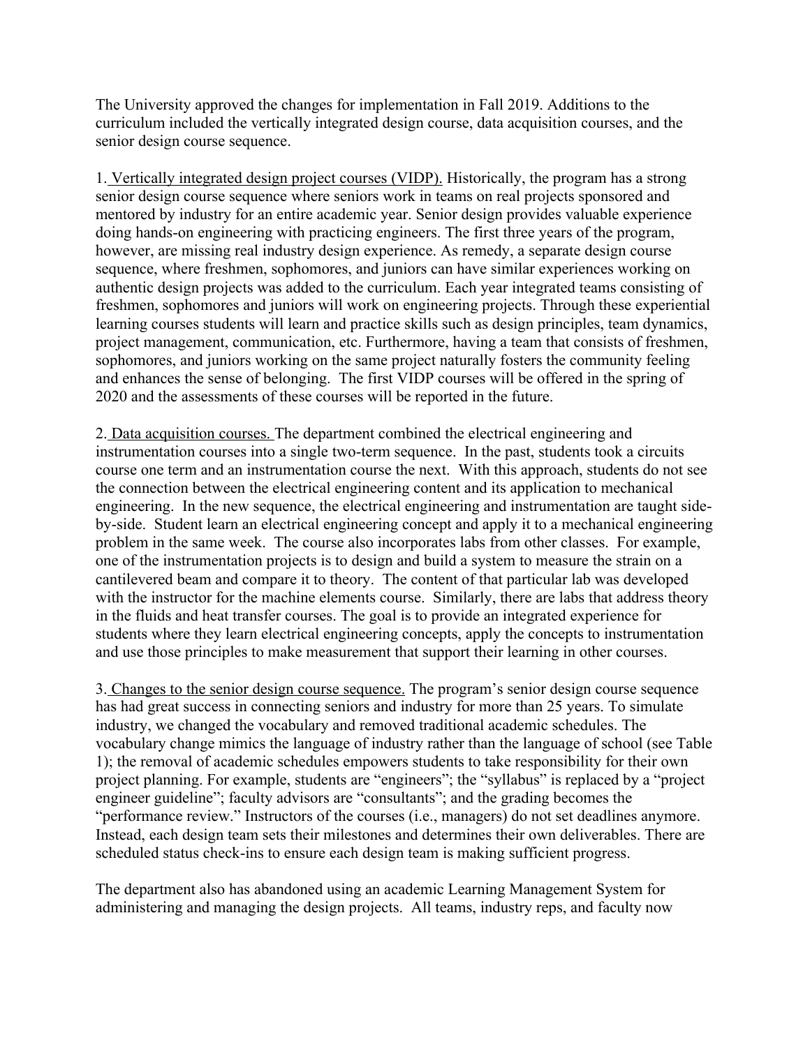The University approved the changes for implementation in Fall 2019. Additions to the curriculum included the vertically integrated design course, data acquisition courses, and the senior design course sequence.

1. Vertically integrated design project courses (VIDP). Historically, the program has a strong senior design course sequence where seniors work in teams on real projects sponsored and mentored by industry for an entire academic year. Senior design provides valuable experience doing hands-on engineering with practicing engineers. The first three years of the program, however, are missing real industry design experience. As remedy, a separate design course sequence, where freshmen, sophomores, and juniors can have similar experiences working on authentic design projects was added to the curriculum. Each year integrated teams consisting of freshmen, sophomores and juniors will work on engineering projects. Through these experiential learning courses students will learn and practice skills such as design principles, team dynamics, project management, communication, etc. Furthermore, having a team that consists of freshmen, sophomores, and juniors working on the same project naturally fosters the community feeling and enhances the sense of belonging. The first VIDP courses will be offered in the spring of 2020 and the assessments of these courses will be reported in the future.

2. Data acquisition courses. The department combined the electrical engineering and instrumentation courses into a single two-term sequence. In the past, students took a circuits course one term and an instrumentation course the next. With this approach, students do not see the connection between the electrical engineering content and its application to mechanical engineering. In the new sequence, the electrical engineering and instrumentation are taught side-by-side. Student learn an electrical engineering concept and apply it to a mechanical engineering problem in the same week. The course also incorporates labs from other classes. For example, one of the instrumentation projects is to design and build a system to measure the strain on a cantilevered beam and compare it to theory. The content of that particular lab was developed with the instructor for the machine elements course. Similarly, there are labs that address theory in the fluids and heat transfer courses. The goal is to provide an integrated experience for students where they learn electrical engineering concepts, apply the concepts to instrumentation and use those principles to make measurement that support their learning in other courses.

3. Changes to the senior design course sequence. The program's senior design course sequence has had great success in connecting seniors and industry for more than 25 years. To simulate industry, we changed the vocabulary and removed traditional academic schedules. The vocabulary change mimics the language of industry rather than the language of school (see Table 1); the removal of academic schedules empowers students to take responsibility for their own project planning. For example, students are "engineers"; the "syllabus" is replaced by a "project engineer guideline"; faculty advisors are "consultants"; and the grading becomes the "performance review." Instructors of the courses (i.e., managers) do not set deadlines anymore. Instead, each design team sets their milestones and determines their own deliverables. There are scheduled status check-ins to ensure each design team is making sufficient progress.

The department also has abandoned using an academic Learning Management System for administering and managing the design projects. All teams, industry reps, and faculty now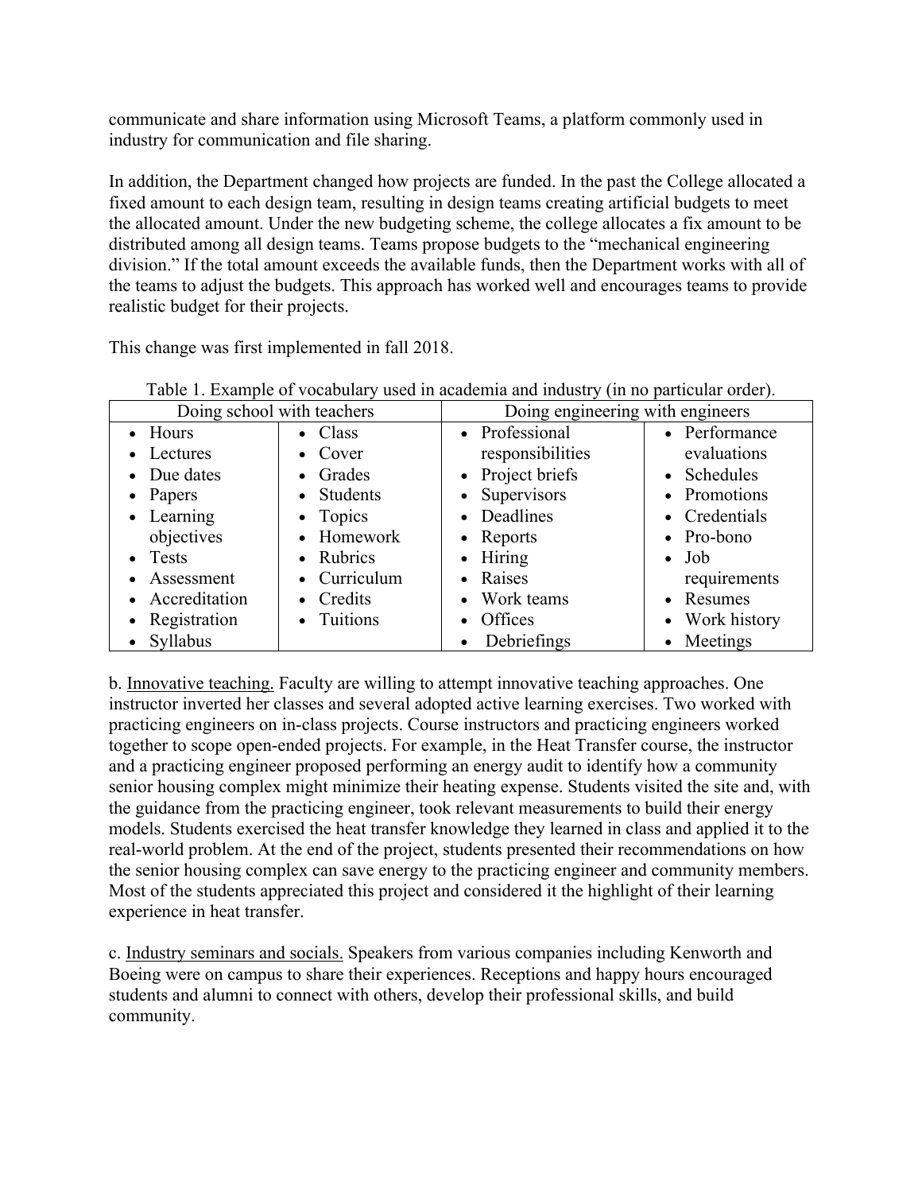communicate and share information using Microsoft Teams, a platform commonly used in industry for communication and file sharing.

In addition, the Department changed how projects are funded. In the past the College allocated a fixed amount to each design team, resulting in design teams creating artificial budgets to meet the allocated amount. Under the new budgeting scheme, the college allocates a fix amount to be distributed among all design teams. Teams propose budgets to the "mechanical engineering division." If the total amount exceeds the available funds, then the Department works with all of the teams to adjust the budgets. This approach has worked well and encourages teams to provide realistic budget for their projects.

This change was first implemented in fall 2018.

Table 1. Example of vocabulary used in academia and industry (in no particular order).

| Doing school with teachers | | Doing engineering with engineers | |
|---|---|---|---|
| • Hours<br>• Lectures<br>• Due dates<br>• Papers<br>• Learning objectives<br>• Tests<br>• Assessment<br>• Accreditation<br>• Registration<br>• Syllabus | • Class<br>• Cover<br>• Grades<br>• Students<br>• Topics<br>• Homework<br>• Rubrics<br>• Curriculum<br>• Credits<br>• Tuitions | • Professional responsibilities<br>• Project briefs<br>• Supervisors<br>• Deadlines<br>• Reports<br>• Hiring<br>• Raises<br>• Work teams<br>• Offices<br>• Debriefings | • Performance evaluations<br>• Schedules<br>• Promotions<br>• Credentials<br>• Pro-bono<br>• Job requirements<br>• Resumes<br>• Work history<br>• Meetings |

b. Innovative teaching. Faculty are willing to attempt innovative teaching approaches. One instructor inverted her classes and several adopted active learning exercises. Two worked with practicing engineers on in-class projects. Course instructors and practicing engineers worked together to scope open-ended projects. For example, in the Heat Transfer course, the instructor and a practicing engineer proposed performing an energy audit to identify how a community senior housing complex might minimize their heating expense. Students visited the site and, with the guidance from the practicing engineer, took relevant measurements to build their energy models. Students exercised the heat transfer knowledge they learned in class and applied it to the real-world problem. At the end of the project, students presented their recommendations on how the senior housing complex can save energy to the practicing engineer and community members. Most of the students appreciated this project and considered it the highlight of their learning experience in heat transfer.

c. Industry seminars and socials. Speakers from various companies including Kenworth and Boeing were on campus to share their experiences. Receptions and happy hours encouraged students and alumni to connect with others, develop their professional skills, and build community.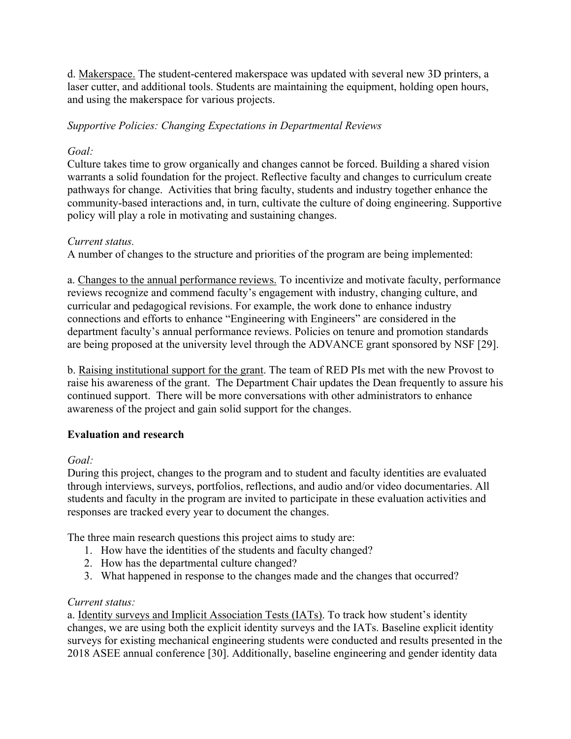d. Makerspace. The student-centered makerspace was updated with several new 3D printers, a laser cutter, and additional tools. Students are maintaining the equipment, holding open hours, and using the makerspace for various projects.

*Supportive Policies: Changing Expectations in Departmental Reviews*

*Goal:*

Culture takes time to grow organically and changes cannot be forced. Building a shared vision warrants a solid foundation for the project. Reflective faculty and changes to curriculum create pathways for change. Activities that bring faculty, students and industry together enhance the community-based interactions and, in turn, cultivate the culture of doing engineering. Supportive policy will play a role in motivating and sustaining changes.

*Current status.*

A number of changes to the structure and priorities of the program are being implemented:

a. Changes to the annual performance reviews. To incentivize and motivate faculty, performance reviews recognize and commend faculty's engagement with industry, changing culture, and curricular and pedagogical revisions. For example, the work done to enhance industry connections and efforts to enhance "Engineering with Engineers" are considered in the department faculty's annual performance reviews. Policies on tenure and promotion standards are being proposed at the university level through the ADVANCE grant sponsored by NSF [29].

b. Raising institutional support for the grant. The team of RED PIs met with the new Provost to raise his awareness of the grant. The Department Chair updates the Dean frequently to assure his continued support. There will be more conversations with other administrators to enhance awareness of the project and gain solid support for the changes.

**Evaluation and research**

*Goal:*

During this project, changes to the program and to student and faculty identities are evaluated through interviews, surveys, portfolios, reflections, and audio and/or video documentaries. All students and faculty in the program are invited to participate in these evaluation activities and responses are tracked every year to document the changes.

The three main research questions this project aims to study are:

1. How have the identities of the students and faculty changed?
2. How has the departmental culture changed?
3. What happened in response to the changes made and the changes that occurred?

*Current status:*

a. Identity surveys and Implicit Association Tests (IATs). To track how student's identity changes, we are using both the explicit identity surveys and the IATs. Baseline explicit identity surveys for existing mechanical engineering students were conducted and results presented in the 2018 ASEE annual conference [30]. Additionally, baseline engineering and gender identity data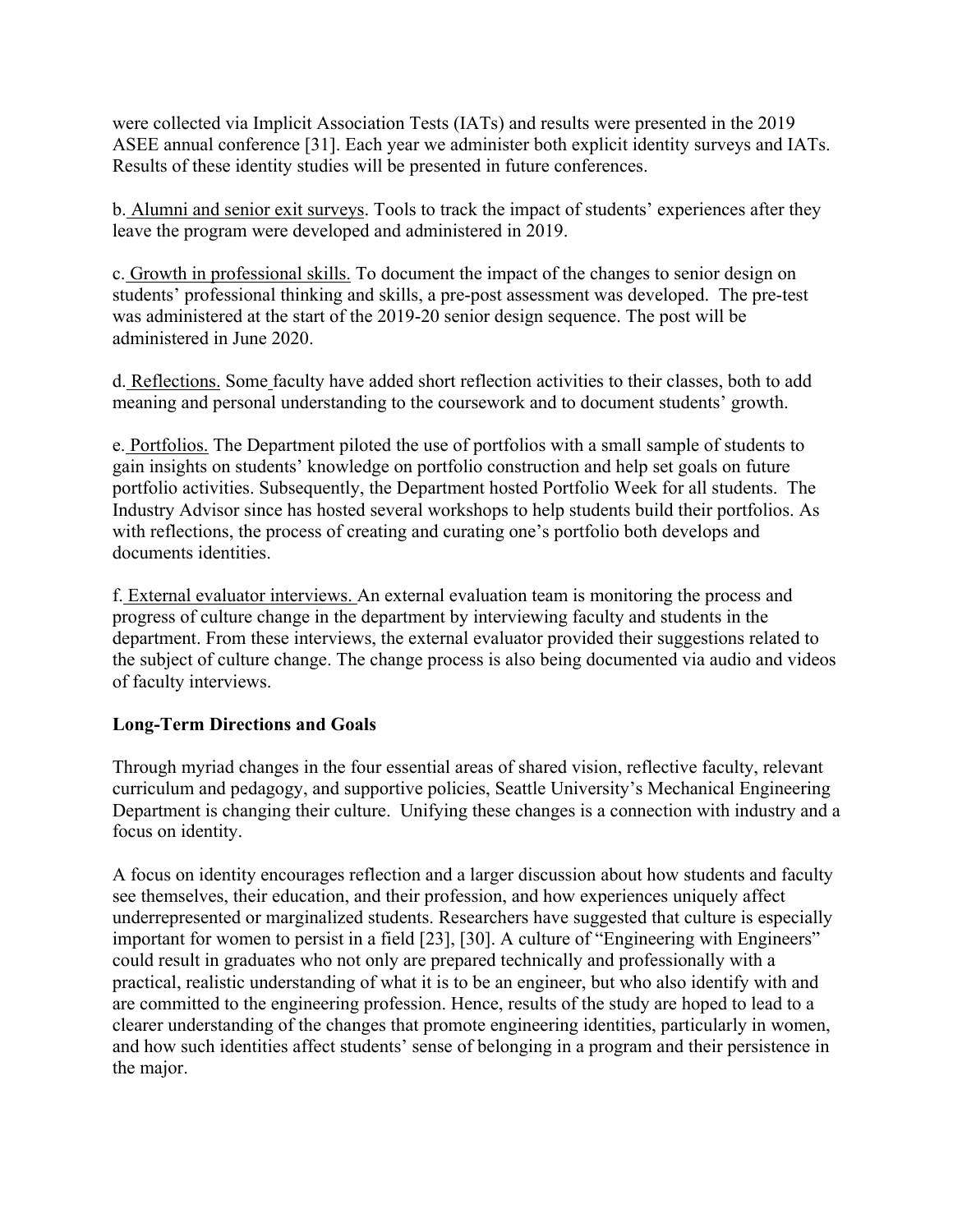were collected via Implicit Association Tests (IATs) and results were presented in the 2019 ASEE annual conference [31]. Each year we administer both explicit identity surveys and IATs. Results of these identity studies will be presented in future conferences.

b. Alumni and senior exit surveys. Tools to track the impact of students' experiences after they leave the program were developed and administered in 2019.

c. Growth in professional skills. To document the impact of the changes to senior design on students' professional thinking and skills, a pre-post assessment was developed. The pre-test was administered at the start of the 2019-20 senior design sequence. The post will be administered in June 2020.

d. Reflections. Some faculty have added short reflection activities to their classes, both to add meaning and personal understanding to the coursework and to document students' growth.

e. Portfolios. The Department piloted the use of portfolios with a small sample of students to gain insights on students' knowledge on portfolio construction and help set goals on future portfolio activities. Subsequently, the Department hosted Portfolio Week for all students. The Industry Advisor since has hosted several workshops to help students build their portfolios. As with reflections, the process of creating and curating one's portfolio both develops and documents identities.

f. External evaluator interviews. An external evaluation team is monitoring the process and progress of culture change in the department by interviewing faculty and students in the department. From these interviews, the external evaluator provided their suggestions related to the subject of culture change. The change process is also being documented via audio and videos of faculty interviews.

**Long-Term Directions and Goals**

Through myriad changes in the four essential areas of shared vision, reflective faculty, relevant curriculum and pedagogy, and supportive policies, Seattle University's Mechanical Engineering Department is changing their culture. Unifying these changes is a connection with industry and a focus on identity.

A focus on identity encourages reflection and a larger discussion about how students and faculty see themselves, their education, and their profession, and how experiences uniquely affect underrepresented or marginalized students. Researchers have suggested that culture is especially important for women to persist in a field [23], [30]. A culture of "Engineering with Engineers" could result in graduates who not only are prepared technically and professionally with a practical, realistic understanding of what it is to be an engineer, but who also identify with and are committed to the engineering profession. Hence, results of the study are hoped to lead to a clearer understanding of the changes that promote engineering identities, particularly in women, and how such identities affect students' sense of belonging in a program and their persistence in the major.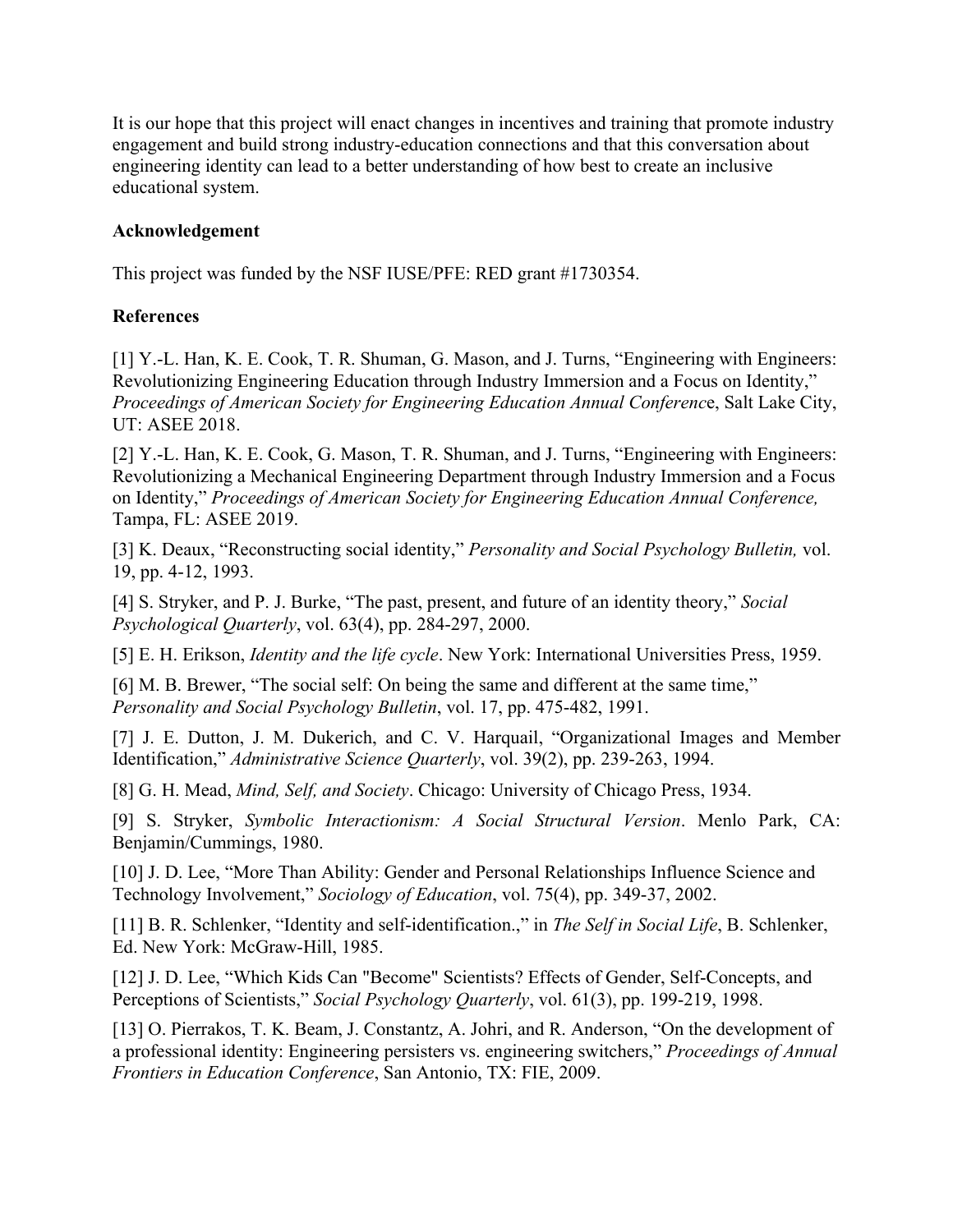It is our hope that this project will enact changes in incentives and training that promote industry engagement and build strong industry-education connections and that this conversation about engineering identity can lead to a better understanding of how best to create an inclusive educational system.

**Acknowledgement**

This project was funded by the NSF IUSE/PFE: RED grant #1730354.

**References**

[1] Y.-L. Han, K. E. Cook, T. R. Shuman, G. Mason, and J. Turns, "Engineering with Engineers: Revolutionizing Engineering Education through Industry Immersion and a Focus on Identity," *Proceedings of American Society for Engineering Education Annual Conferenc*e, Salt Lake City, UT: ASEE 2018.

[2] Y.-L. Han, K. E. Cook, G. Mason, T. R. Shuman, and J. Turns, "Engineering with Engineers: Revolutionizing a Mechanical Engineering Department through Industry Immersion and a Focus on Identity," *Proceedings of American Society for Engineering Education Annual Conference,* Tampa, FL: ASEE 2019.

[3] K. Deaux, "Reconstructing social identity," *Personality and Social Psychology Bulletin,* vol. 19, pp. 4-12, 1993.

[4] S. Stryker, and P. J. Burke, "The past, present, and future of an identity theory," *Social Psychological Quarterly*, vol. 63(4), pp. 284-297, 2000.

[5] E. H. Erikson, *Identity and the life cycle*. New York: International Universities Press, 1959.

[6] M. B. Brewer, "The social self: On being the same and different at the same time," *Personality and Social Psychology Bulletin*, vol. 17, pp. 475-482, 1991.

[7] J. E. Dutton, J. M. Dukerich, and C. V. Harquail, "Organizational Images and Member Identification," *Administrative Science Quarterly*, vol. 39(2), pp. 239-263, 1994.

[8] G. H. Mead, *Mind, Self, and Society*. Chicago: University of Chicago Press, 1934.

[9] S. Stryker, *Symbolic Interactionism: A Social Structural Version*. Menlo Park, CA: Benjamin/Cummings, 1980.

[10] J. D. Lee, "More Than Ability: Gender and Personal Relationships Influence Science and Technology Involvement," *Sociology of Education*, vol. 75(4), pp. 349-37, 2002.

[11] B. R. Schlenker, "Identity and self-identification.," in *The Self in Social Life*, B. Schlenker, Ed. New York: McGraw-Hill, 1985.

[12] J. D. Lee, "Which Kids Can "Become" Scientists? Effects of Gender, Self-Concepts, and Perceptions of Scientists," *Social Psychology Quarterly*, vol. 61(3), pp. 199-219, 1998.

[13] O. Pierrakos, T. K. Beam, J. Constantz, A. Johri, and R. Anderson, "On the development of a professional identity: Engineering persisters vs. engineering switchers," *Proceedings of Annual Frontiers in Education Conference*, San Antonio, TX: FIE, 2009.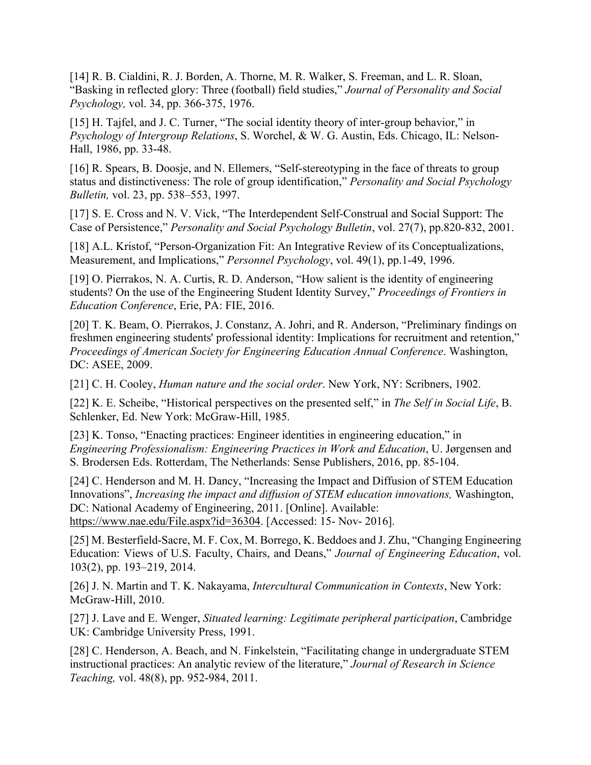[14] R. B. Cialdini, R. J. Borden, A. Thorne, M. R. Walker, S. Freeman, and L. R. Sloan, "Basking in reflected glory: Three (football) field studies," *Journal of Personality and Social Psychology,* vol. 34, pp. 366-375, 1976.

[15] H. Tajfel, and J. C. Turner, "The social identity theory of inter-group behavior," in *Psychology of Intergroup Relations*, S. Worchel, & W. G. Austin, Eds. Chicago, IL: Nelson-Hall, 1986, pp. 33-48.

[16] R. Spears, B. Doosje, and N. Ellemers, "Self-stereotyping in the face of threats to group status and distinctiveness: The role of group identification," *Personality and Social Psychology Bulletin,* vol. 23, pp. 538–553, 1997.

[17] S. E. Cross and N. V. Vick, "The Interdependent Self-Construal and Social Support: The Case of Persistence," *Personality and Social Psychology Bulletin*, vol. 27(7), pp.820-832, 2001.

[18] A.L. Kristof, "Person-Organization Fit: An Integrative Review of its Conceptualizations, Measurement, and Implications," *Personnel Psychology*, vol. 49(1), pp.1-49, 1996.

[19] O. Pierrakos, N. A. Curtis, R. D. Anderson, "How salient is the identity of engineering students? On the use of the Engineering Student Identity Survey," *Proceedings of Frontiers in Education Conference*, Erie, PA: FIE, 2016.

[20] T. K. Beam, O. Pierrakos, J. Constanz, A. Johri, and R. Anderson, "Preliminary findings on freshmen engineering students' professional identity: Implications for recruitment and retention," *Proceedings of American Society for Engineering Education Annual Conference*. Washington, DC: ASEE, 2009.

[21] C. H. Cooley, *Human nature and the social order*. New York, NY: Scribners, 1902.

[22] K. E. Scheibe, "Historical perspectives on the presented self," in *The Self in Social Life*, B. Schlenker, Ed. New York: McGraw-Hill, 1985.

[23] K. Tonso, "Enacting practices: Engineer identities in engineering education," in *Engineering Professionalism: Engineering Practices in Work and Education*, U. Jørgensen and S. Brodersen Eds. Rotterdam, The Netherlands: Sense Publishers, 2016, pp. 85-104.

[24] C. Henderson and M. H. Dancy, "Increasing the Impact and Diffusion of STEM Education Innovations", *Increasing the impact and diffusion of STEM education innovations,* Washington, DC: National Academy of Engineering, 2011. [Online]. Available: https://www.nae.edu/File.aspx?id=36304. [Accessed: 15- Nov- 2016].

[25] M. Besterfield-Sacre, M. F. Cox, M. Borrego, K. Beddoes and J. Zhu, "Changing Engineering Education: Views of U.S. Faculty, Chairs, and Deans," *Journal of Engineering Education*, vol. 103(2), pp. 193–219, 2014.

[26] J. N. Martin and T. K. Nakayama, *Intercultural Communication in Contexts*, New York: McGraw-Hill, 2010.

[27] J. Lave and E. Wenger, *Situated learning: Legitimate peripheral participation*, Cambridge UK: Cambridge University Press, 1991.

[28] C. Henderson, A. Beach, and N. Finkelstein, "Facilitating change in undergraduate STEM instructional practices: An analytic review of the literature," *Journal of Research in Science Teaching,* vol. 48(8), pp. 952-984, 2011.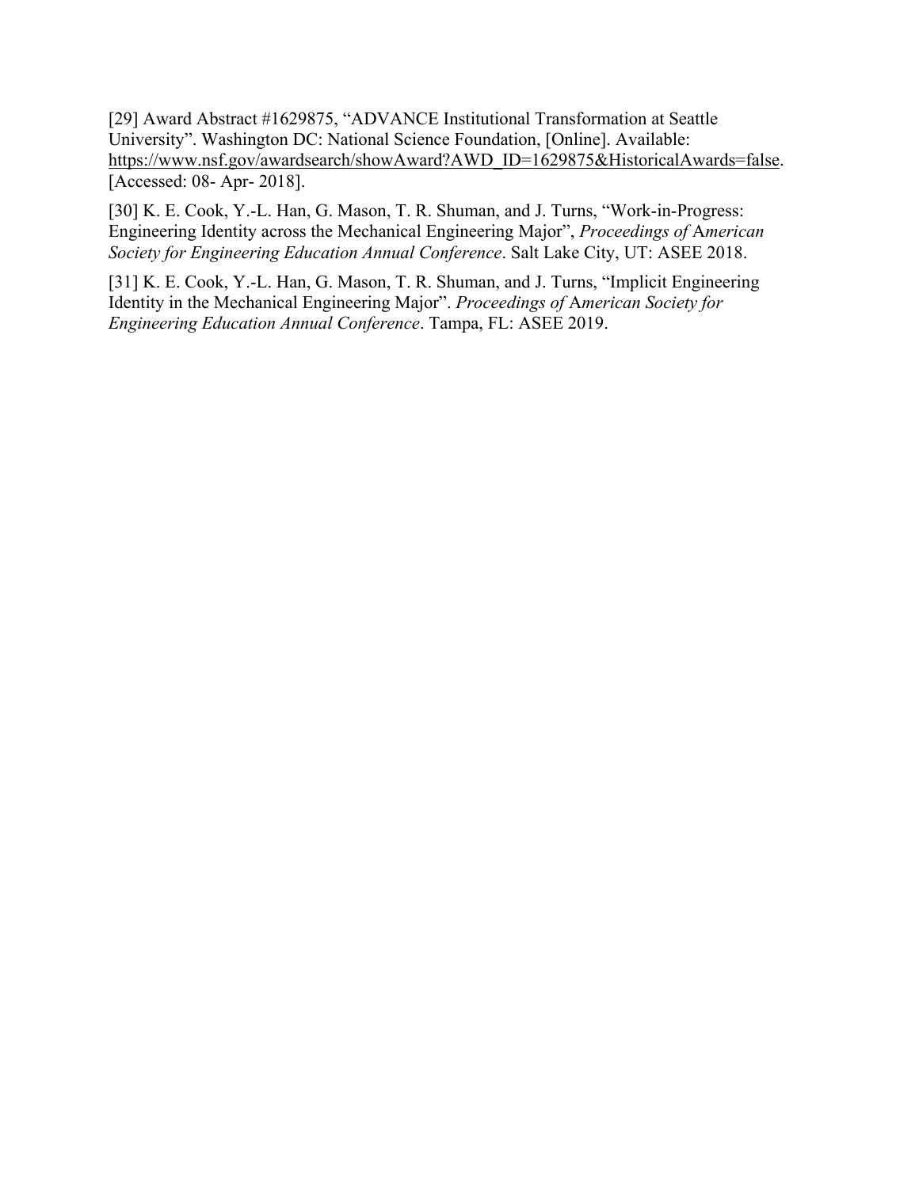[29] Award Abstract #1629875, "ADVANCE Institutional Transformation at Seattle University". Washington DC: National Science Foundation, [Online]. Available: https://www.nsf.gov/awardsearch/showAward?AWD_ID=1629875&HistoricalAwards=false. [Accessed: 08- Apr- 2018].

[30] K. E. Cook, Y.-L. Han, G. Mason, T. R. Shuman, and J. Turns, "Work-in-Progress: Engineering Identity across the Mechanical Engineering Major", *Proceedings of American Society for Engineering Education Annual Conference*. Salt Lake City, UT: ASEE 2018.

[31] K. E. Cook, Y.-L. Han, G. Mason, T. R. Shuman, and J. Turns, "Implicit Engineering Identity in the Mechanical Engineering Major". *Proceedings of American Society for Engineering Education Annual Conference*. Tampa, FL: ASEE 2019.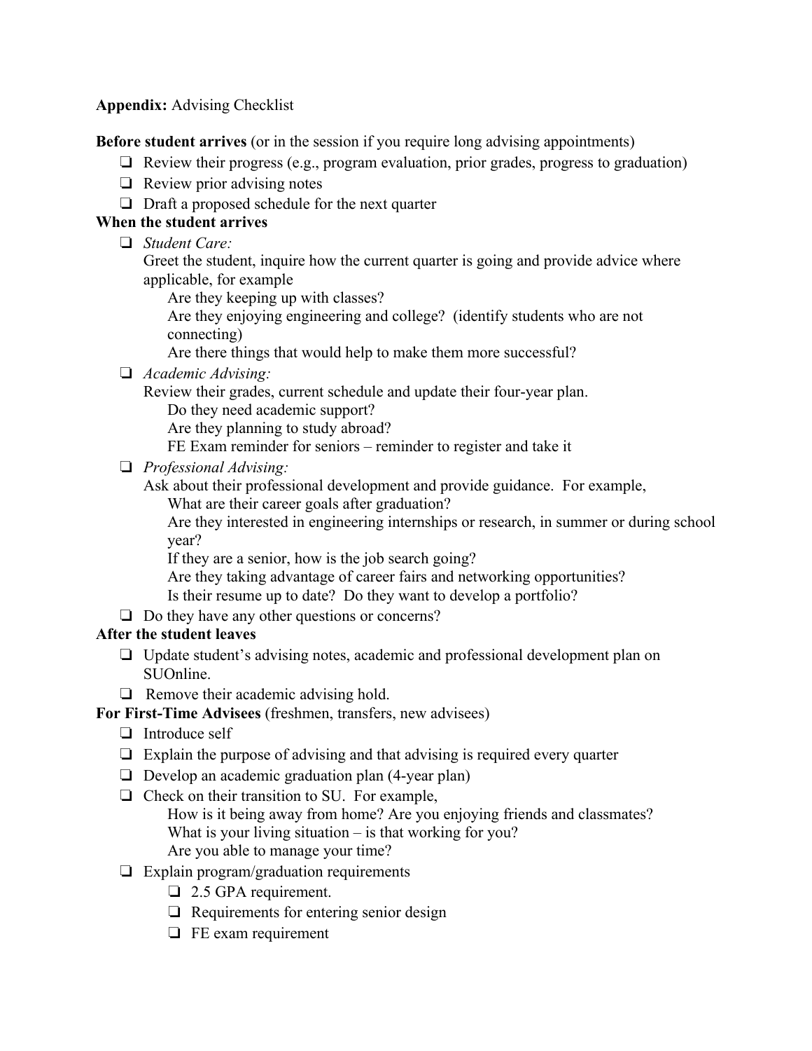**Appendix:** Advising Checklist

**Before student arrives** (or in the session if you require long advising appointments)

- ❑ Review their progress (e.g., program evaluation, prior grades, progress to graduation)
- ❑ Review prior advising notes
- ❑ Draft a proposed schedule for the next quarter

**When the student arrives**

- ❑ *Student Care:*
  Greet the student, inquire how the current quarter is going and provide advice where applicable, for example
  - Are they keeping up with classes?
  - Are they enjoying engineering and college? (identify students who are not connecting)
  - Are there things that would help to make them more successful?
- ❑ *Academic Advising:*
  Review their grades, current schedule and update their four-year plan.
  - Do they need academic support?
  - Are they planning to study abroad?
  - FE Exam reminder for seniors – reminder to register and take it
- ❑ *Professional Advising:*
  Ask about their professional development and provide guidance. For example,
  - What are their career goals after graduation?
  - Are they interested in engineering internships or research, in summer or during school year?
  - If they are a senior, how is the job search going?
  - Are they taking advantage of career fairs and networking opportunities?
  - Is their resume up to date? Do they want to develop a portfolio?
- ❑ Do they have any other questions or concerns?

**After the student leaves**

- ❑ Update student's advising notes, academic and professional development plan on SUOnline.
- ❑ Remove their academic advising hold.

**For First-Time Advisees** (freshmen, transfers, new advisees)

- ❑ Introduce self
- ❑ Explain the purpose of advising and that advising is required every quarter
- ❑ Develop an academic graduation plan (4-year plan)
- ❑ Check on their transition to SU. For example,
  - How is it being away from home? Are you enjoying friends and classmates?
  - What is your living situation – is that working for you?
  - Are you able to manage your time?
- ❑ Explain program/graduation requirements
  - ❑ 2.5 GPA requirement.
  - ❑ Requirements for entering senior design
  - ❑ FE exam requirement